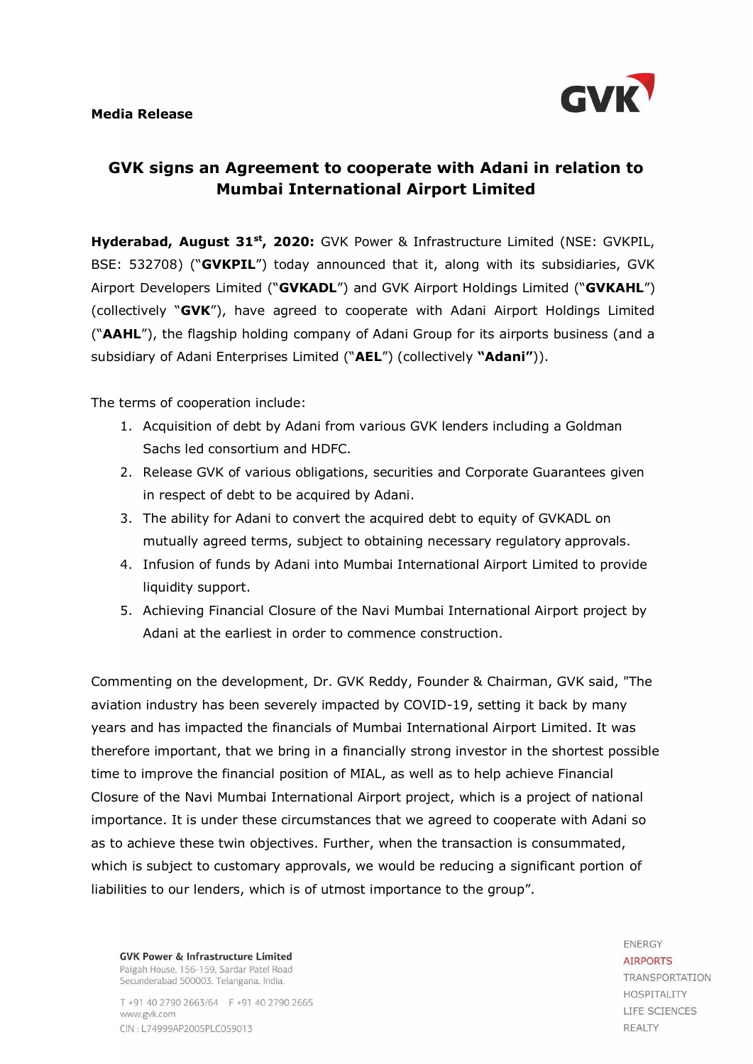**Media Release**

# GVK signs an Agreement to cooperate with Adani in relation to Mumbai International Airport Limited

**Hyderabad, August 31st, 2020:** GVK Power & Infrastructure Limited (NSE: GVKPIL, BSE: 532708) ("**GVKPIL**") today announced that it, along with its subsidiaries, GVK Airport Developers Limited ("**GVKADL**") and GVK Airport Holdings Limited ("**GVKAHL**") (collectively "**GVK**"), have agreed to cooperate with Adani Airport Holdings Limited ("**AAHL**"), the flagship holding company of Adani Group for its airports business (and a subsidiary of Adani Enterprises Limited ("**AEL**") (collectively **"Adani"**)).

The terms of cooperation include:

1. Acquisition of debt by Adani from various GVK lenders including a Goldman Sachs led consortium and HDFC.
2. Release GVK of various obligations, securities and Corporate Guarantees given in respect of debt to be acquired by Adani.
3. The ability for Adani to convert the acquired debt to equity of GVKADL on mutually agreed terms, subject to obtaining necessary regulatory approvals.
4. Infusion of funds by Adani into Mumbai International Airport Limited to provide liquidity support.
5. Achieving Financial Closure of the Navi Mumbai International Airport project by Adani at the earliest in order to commence construction.

Commenting on the development, Dr. GVK Reddy, Founder & Chairman, GVK said, "The aviation industry has been severely impacted by COVID-19, setting it back by many years and has impacted the financials of Mumbai International Airport Limited. It was therefore important, that we bring in a financially strong investor in the shortest possible time to improve the financial position of MIAL, as well as to help achieve Financial Closure of the Navi Mumbai International Airport project, which is a project of national importance. It is under these circumstances that we agreed to cooperate with Adani so as to achieve these twin objectives. Further, when the transaction is consummated, which is subject to customary approvals, we would be reducing a significant portion of liabilities to our lenders, which is of utmost importance to the group".

**GVK Power & Infrastructure Limited**
Paigah House, 156-159, Sardar Patel Road
Secunderabad 500003. Telangana. India.

T +91 40 2790 2663/64 F +91 40 2790 2665
www.gvk.com
CIN : L74999AP2005PLC059013

ENERGY
AIRPORTS
TRANSPORTATION
HOSPITALITY
LIFE SCIENCES
REALTY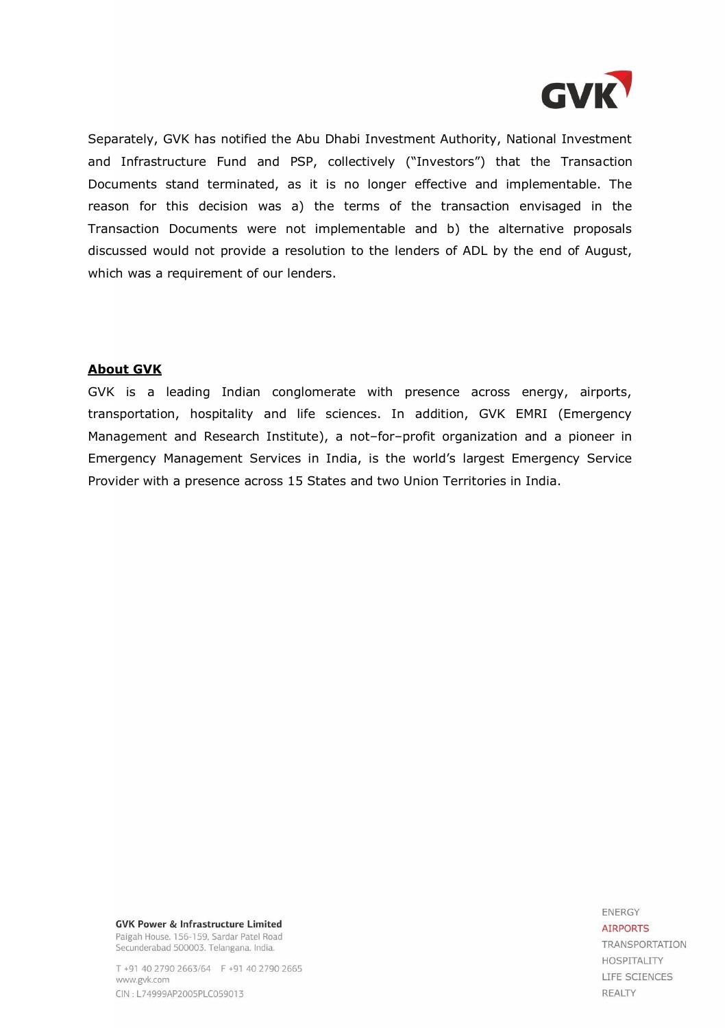Separately, GVK has notified the Abu Dhabi Investment Authority, National Investment and Infrastructure Fund and PSP, collectively ("Investors") that the Transaction Documents stand terminated, as it is no longer effective and implementable. The reason for this decision was a) the terms of the transaction envisaged in the Transaction Documents were not implementable and b) the alternative proposals discussed would not provide a resolution to the lenders of ADL by the end of August, which was a requirement of our lenders.

## About GVK

GVK is a leading Indian conglomerate with presence across energy, airports, transportation, hospitality and life sciences. In addition, GVK EMRI (Emergency Management and Research Institute), a not–for–profit organization and a pioneer in Emergency Management Services in India, is the world's largest Emergency Service Provider with a presence across 15 States and two Union Territories in India.